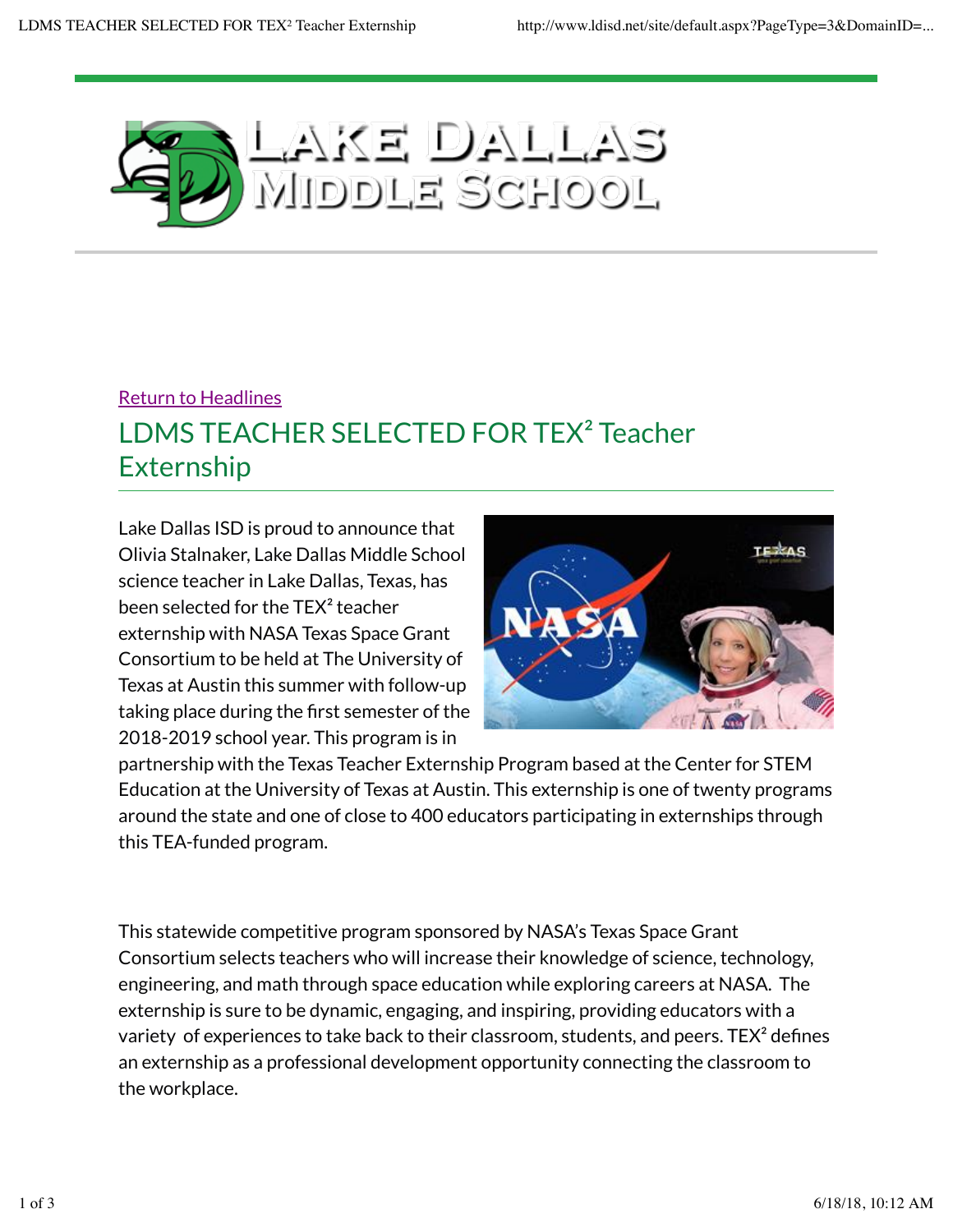Return to Headlines

# LDMS TEACHER SELECTED FOR TEX² Teacher Externship

Lake Dallas ISD is proud to announce that Olivia Stalnaker, Lake Dallas Middle School science teacher in Lake Dallas, Texas, has been selected for the TEX² teacher externship with NASA Texas Space Grant Consortium to be held at The University of Texas at Austin this summer with follow-up taking place during the first semester of the 2018-2019 school year. This program is in partnership with the Texas Teacher Externship Program based at the Center for STEM Education at the University of Texas at Austin. This externship is one of twenty programs around the state and one of close to 400 educators participating in externships through this TEA-funded program.

This statewide competitive program sponsored by NASA's Texas Space Grant Consortium selects teachers who will increase their knowledge of science, technology, engineering, and math through space education while exploring careers at NASA. The externship is sure to be dynamic, engaging, and inspiring, providing educators with a variety of experiences to take back to their classroom, students, and peers. TEX² defines an externship as a professional development opportunity connecting the classroom to the workplace.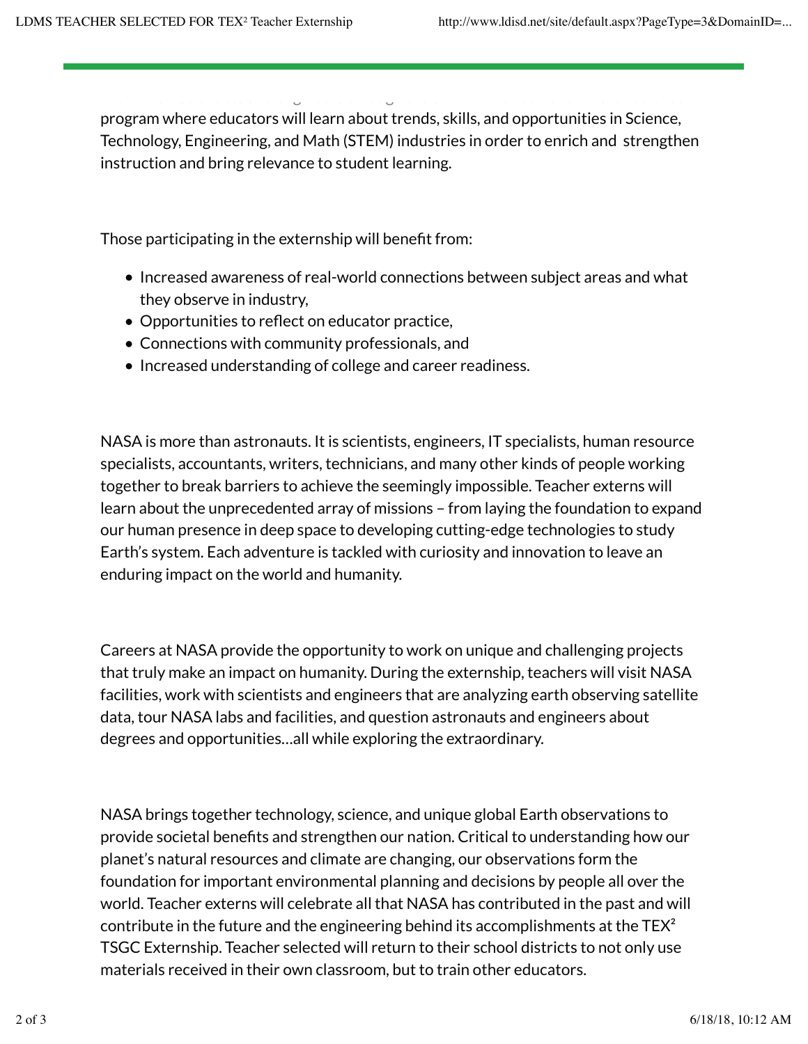program where educators will learn about trends, skills, and opportunities in Science, Technology, Engineering, and Math (STEM) industries in order to enrich and strengthen instruction and bring relevance to student learning.

Those participating in the externship will benefit from:

- Increased awareness of real-world connections between subject areas and what they observe in industry,
- Opportunities to reflect on educator practice,
- Connections with community professionals, and
- Increased understanding of college and career readiness.

NASA is more than astronauts. It is scientists, engineers, IT specialists, human resource specialists, accountants, writers, technicians, and many other kinds of people working together to break barriers to achieve the seemingly impossible. Teacher externs will learn about the unprecedented array of missions – from laying the foundation to expand our human presence in deep space to developing cutting-edge technologies to study Earth's system. Each adventure is tackled with curiosity and innovation to leave an enduring impact on the world and humanity.

Careers at NASA provide the opportunity to work on unique and challenging projects that truly make an impact on humanity. During the externship, teachers will visit NASA facilities, work with scientists and engineers that are analyzing earth observing satellite data, tour NASA labs and facilities, and question astronauts and engineers about degrees and opportunities…all while exploring the extraordinary.

NASA brings together technology, science, and unique global Earth observations to provide societal benefits and strengthen our nation. Critical to understanding how our planet's natural resources and climate are changing, our observations form the foundation for important environmental planning and decisions by people all over the world. Teacher externs will celebrate all that NASA has contributed in the past and will contribute in the future and the engineering behind its accomplishments at the TEX² TSGC Externship. Teacher selected will return to their school districts to not only use materials received in their own classroom, but to train other educators.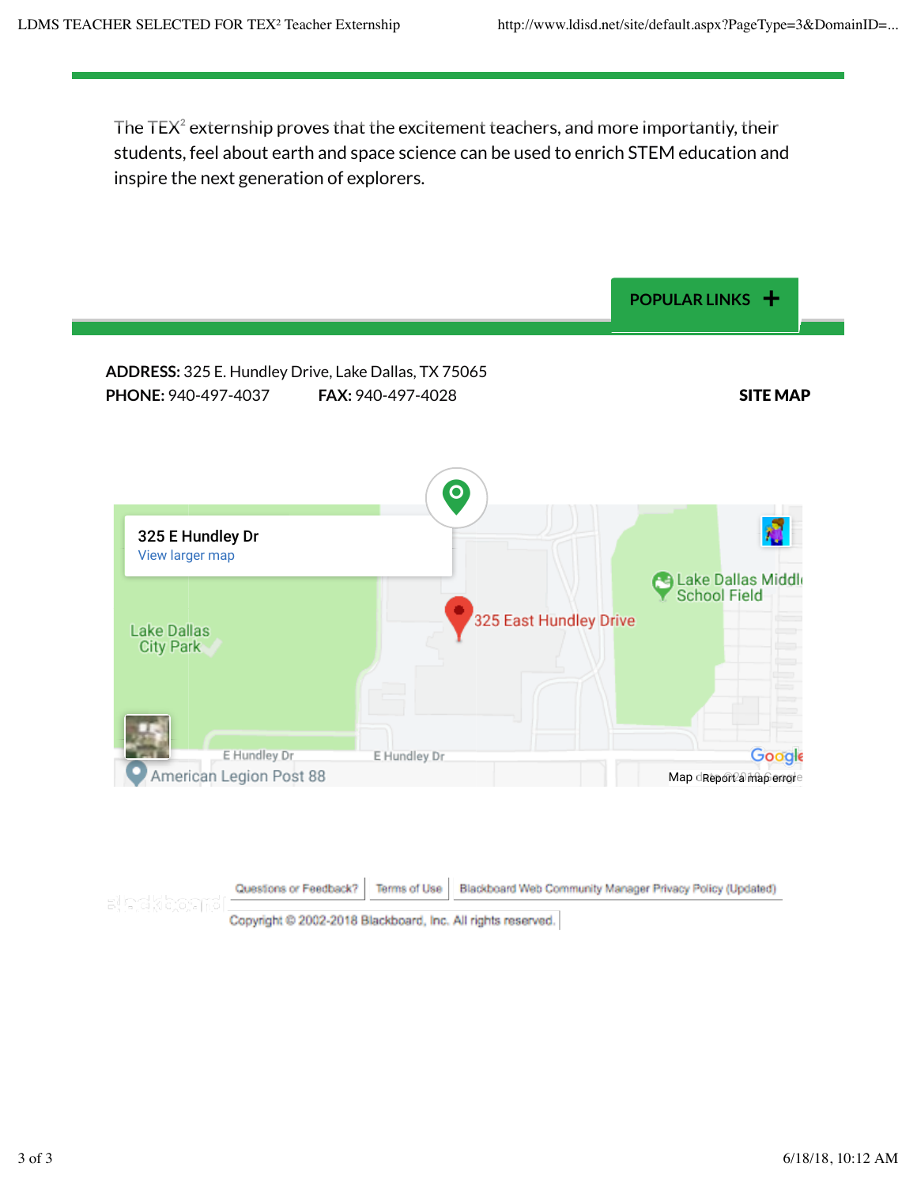The TEX[2] externship proves that the excitement teachers, and more importantly, their students, feel about earth and space science can be used to enrich STEM education and inspire the next generation of explorers.

POPULAR LINKS +

**ADDRESS:** 325 E. Hundley Drive, Lake Dallas, TX 75065
**PHONE:** 940-497-4037 **FAX:** 940-497-4028

**SITE MAP**

325 E Hundley Dr
View larger map

325 East Hundley Drive

Lake Dallas City Park

Lake Dallas Middle School Field

E Hundley Dr

American Legion Post 88

Questions or Feedback? | Terms of Use | Blackboard Web Community Manager Privacy Policy (Updated)

Copyright © 2002-2018 Blackboard, Inc. All rights reserved.